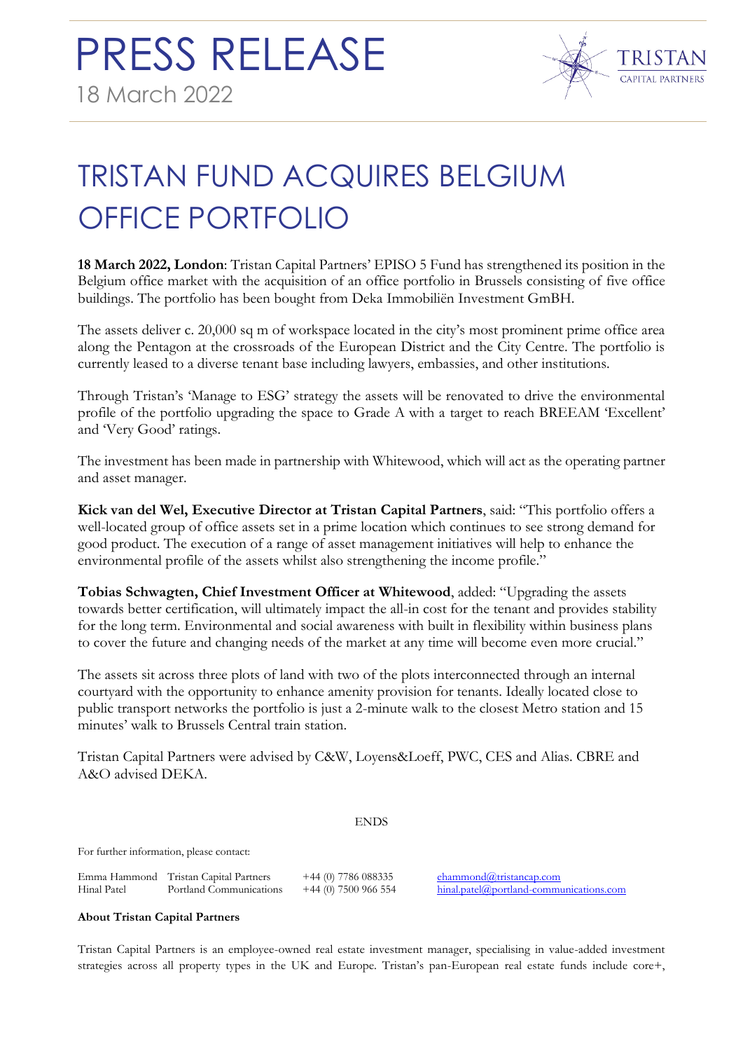# PRESS RELEASE

18 March 2022

# TRISTAN FUND ACQUIRES BELGIUM OFFICE PORTFOLIO

**18 March 2022, London**: Tristan Capital Partners' EPISO 5 Fund has strengthened its position in the Belgium office market with the acquisition of an office portfolio in Brussels consisting of five office buildings. The portfolio has been bought from Deka Immobiliën Investment GmBH.

The assets deliver c. 20,000 sq m of workspace located in the city's most prominent prime office area along the Pentagon at the crossroads of the European District and the City Centre. The portfolio is currently leased to a diverse tenant base including lawyers, embassies, and other institutions.

Through Tristan's 'Manage to ESG' strategy the assets will be renovated to drive the environmental profile of the portfolio upgrading the space to Grade A with a target to reach BREEAM 'Excellent' and 'Very Good' ratings.

The investment has been made in partnership with Whitewood, which will act as the operating partner and asset manager.

**Kick van del Wel, Executive Director at Tristan Capital Partners**, said: "This portfolio offers a well-located group of office assets set in a prime location which continues to see strong demand for good product. The execution of a range of asset management initiatives will help to enhance the environmental profile of the assets whilst also strengthening the income profile."

**Tobias Schwagten, Chief Investment Officer at Whitewood**, added: "Upgrading the assets towards better certification, will ultimately impact the all-in cost for the tenant and provides stability for the long term. Environmental and social awareness with built in flexibility within business plans to cover the future and changing needs of the market at any time will become even more crucial."

The assets sit across three plots of land with two of the plots interconnected through an internal courtyard with the opportunity to enhance amenity provision for tenants. Ideally located close to public transport networks the portfolio is just a 2-minute walk to the closest Metro station and 15 minutes' walk to Brussels Central train station.

Tristan Capital Partners were advised by C&W, Loyens&Loeff, PWC, CES and Alias. CBRE and A&O advised DEKA.

ENDS

For further information, please contact:

| | | | |
|---|---|---|---|
| Emma Hammond | Tristan Capital Partners | +44 (0) 7786 088335 | ehammond@tristancap.com |
| Hinal Patel | Portland Communications | +44 (0) 7500 966 554 | hinal.patel@portland-communications.com |

**About Tristan Capital Partners**

Tristan Capital Partners is an employee-owned real estate investment manager, specialising in value-added investment strategies across all property types in the UK and Europe. Tristan's pan-European real estate funds include core+,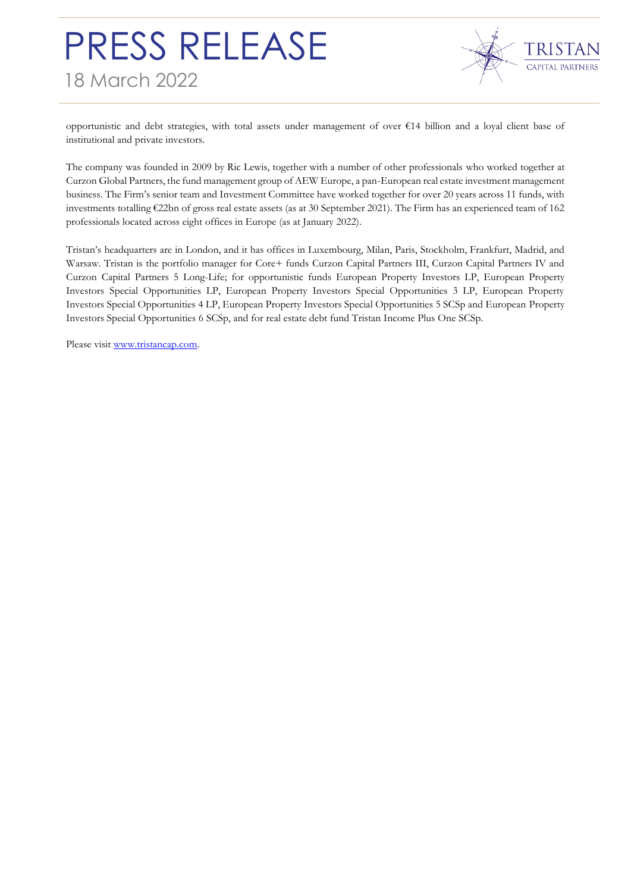opportunistic and debt strategies, with total assets under management of over €14 billion and a loyal client base of institutional and private investors.

The company was founded in 2009 by Ric Lewis, together with a number of other professionals who worked together at Curzon Global Partners, the fund management group of AEW Europe, a pan-European real estate investment management business. The Firm's senior team and Investment Committee have worked together for over 20 years across 11 funds, with investments totalling €22bn of gross real estate assets (as at 30 September 2021). The Firm has an experienced team of 162 professionals located across eight offices in Europe (as at January 2022).

Tristan's headquarters are in London, and it has offices in Luxembourg, Milan, Paris, Stockholm, Frankfurt, Madrid, and Warsaw. Tristan is the portfolio manager for Core+ funds Curzon Capital Partners III, Curzon Capital Partners IV and Curzon Capital Partners 5 Long-Life; for opportunistic funds European Property Investors LP, European Property Investors Special Opportunities LP, European Property Investors Special Opportunities 3 LP, European Property Investors Special Opportunities 4 LP, European Property Investors Special Opportunities 5 SCSp and European Property Investors Special Opportunities 6 SCSp, and for real estate debt fund Tristan Income Plus One SCSp.

Please visit [www.tristancap.com](http://www.tristancap.com).